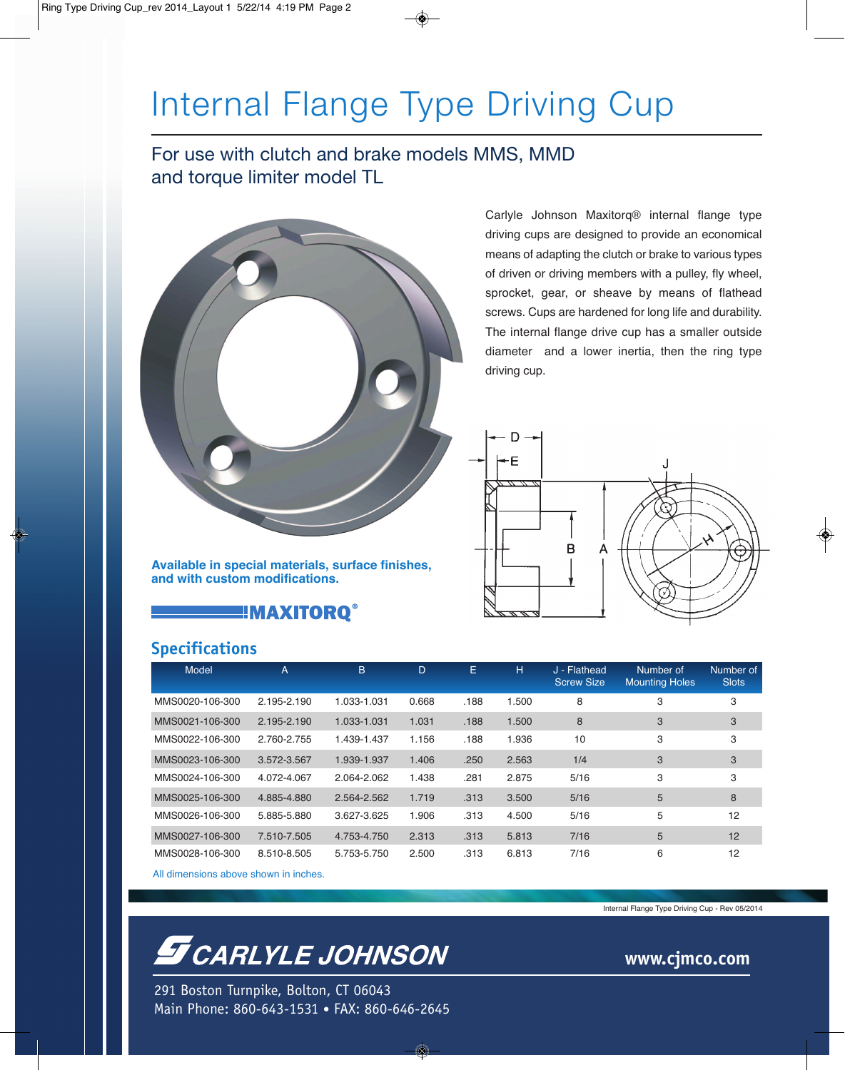# Internal Flange Type Driving Cup

## For use with clutch and brake models MMS, MMD and torque limiter model TL

Carlyle Johnson Maxitorq® internal flange type driving cups are designed to provide an economical means of adapting the clutch or brake to various types of driven or driving members with a pulley, fly wheel, sprocket, gear, or sheave by means of flathead screws. Cups are hardened for long life and durability. The internal flange drive cup has a smaller outside diameter and a lower inertia, then the ring type driving cup.

**Available in special materials, surface finishes, and with custom modifications.**

MAXITORQ®

## Specifications

| Model | A | B | D | E | H | J - Flathead Screw Size | Number of Mounting Holes | Number of Slots |
|---|---|---|---|---|---|---|---|---|
| MMS0020-106-300 | 2.195-2.190 | 1.033-1.031 | 0.668 | .188 | 1.500 | 8 | 3 | 3 |
| MMS0021-106-300 | 2.195-2.190 | 1.033-1.031 | 1.031 | .188 | 1.500 | 8 | 3 | 3 |
| MMS0022-106-300 | 2.760-2.755 | 1.439-1.437 | 1.156 | .188 | 1.936 | 10 | 3 | 3 |
| MMS0023-106-300 | 3.572-3.567 | 1.939-1.937 | 1.406 | .250 | 2.563 | 1/4 | 3 | 3 |
| MMS0024-106-300 | 4.072-4.067 | 2.064-2.062 | 1.438 | .281 | 2.875 | 5/16 | 3 | 3 |
| MMS0025-106-300 | 4.885-4.880 | 2.564-2.562 | 1.719 | .313 | 3.500 | 5/16 | 5 | 8 |
| MMS0026-106-300 | 5.885-5.880 | 3.627-3.625 | 1.906 | .313 | 4.500 | 5/16 | 5 | 12 |
| MMS0027-106-300 | 7.510-7.505 | 4.753-4.750 | 2.313 | .313 | 5.813 | 7/16 | 5 | 12 |
| MMS0028-106-300 | 8.510-8.505 | 5.753-5.750 | 2.500 | .313 | 6.813 | 7/16 | 6 | 12 |

All dimensions above shown in inches.

Internal Flange Type Driving Cup - Rev 05/2014

**CARLYLE JOHNSON**

www.cjmco.com

291 Boston Turnpike, Bolton, CT 06043
Main Phone: 860-643-1531 • FAX: 860-646-2645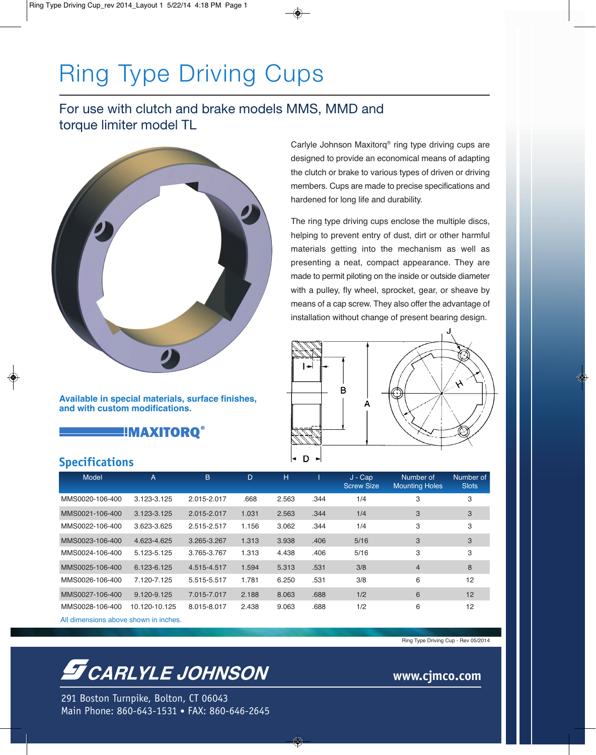# Ring Type Driving Cups

## For use with clutch and brake models MMS, MMD and torque limiter model TL

Carlyle Johnson Maxitorq® ring type driving cups are designed to provide an economical means of adapting the clutch or brake to various types of driven or driving members. Cups are made to precise specifications and hardened for long life and durability.

The ring type driving cups enclose the multiple discs, helping to prevent entry of dust, dirt or other harmful materials getting into the mechanism as well as presenting a neat, compact appearance. They are made to permit piloting on the inside or outside diameter with a pulley, fly wheel, sprocket, gear, or sheave by means of a cap screw. They also offer the advantage of installation without change of present bearing design.

J
I
B
A
H
D

**Available in special materials, surface finishes, and with custom modifications.**

MAXITORQ®

## Specifications

| Model | A | B | D | H | I | J - Cap Screw Size | Number of Mounting Holes | Number of Slots |
|---|---|---|---|---|---|---|---|---|
| MMS0020-106-400 | 3.123-3.125 | 2.015-2.017 | .668 | 2.563 | .344 | 1/4 | 3 | 3 |
| MMS0021-106-400 | 3.123-3.125 | 2.015-2.017 | 1.031 | 2.563 | .344 | 1/4 | 3 | 3 |
| MMS0022-106-400 | 3.623-3.625 | 2.515-2.517 | 1.156 | 3.062 | .344 | 1/4 | 3 | 3 |
| MMS0023-106-400 | 4.623-4.625 | 3.265-3.267 | 1.313 | 3.938 | .406 | 5/16 | 3 | 3 |
| MMS0024-106-400 | 5.123-5.125 | 3.765-3.767 | 1.313 | 4.438 | .406 | 5/16 | 3 | 3 |
| MMS0025-106-400 | 6.123-6.125 | 4.515-4.517 | 1.594 | 5.313 | .531 | 3/8 | 4 | 8 |
| MMS0026-106-400 | 7.120-7.125 | 5.515-5.517 | 1.781 | 6.250 | .531 | 3/8 | 6 | 12 |
| MMS0027-106-400 | 9.120-9.125 | 7.015-7.017 | 2.188 | 8.063 | .688 | 1/2 | 6 | 12 |
| MMS0028-106-400 | 10.120-10.125 | 8.015-8.017 | 2.438 | 9.063 | .688 | 1/2 | 6 | 12 |

All dimensions above shown in inches.

Ring Type Driving Cup - Rev 05/2014

**CARLYLE JOHNSON**

www.cjmco.com

291 Boston Turnpike, Bolton, CT 06043
Main Phone: 860-643-1531 • FAX: 860-646-2645